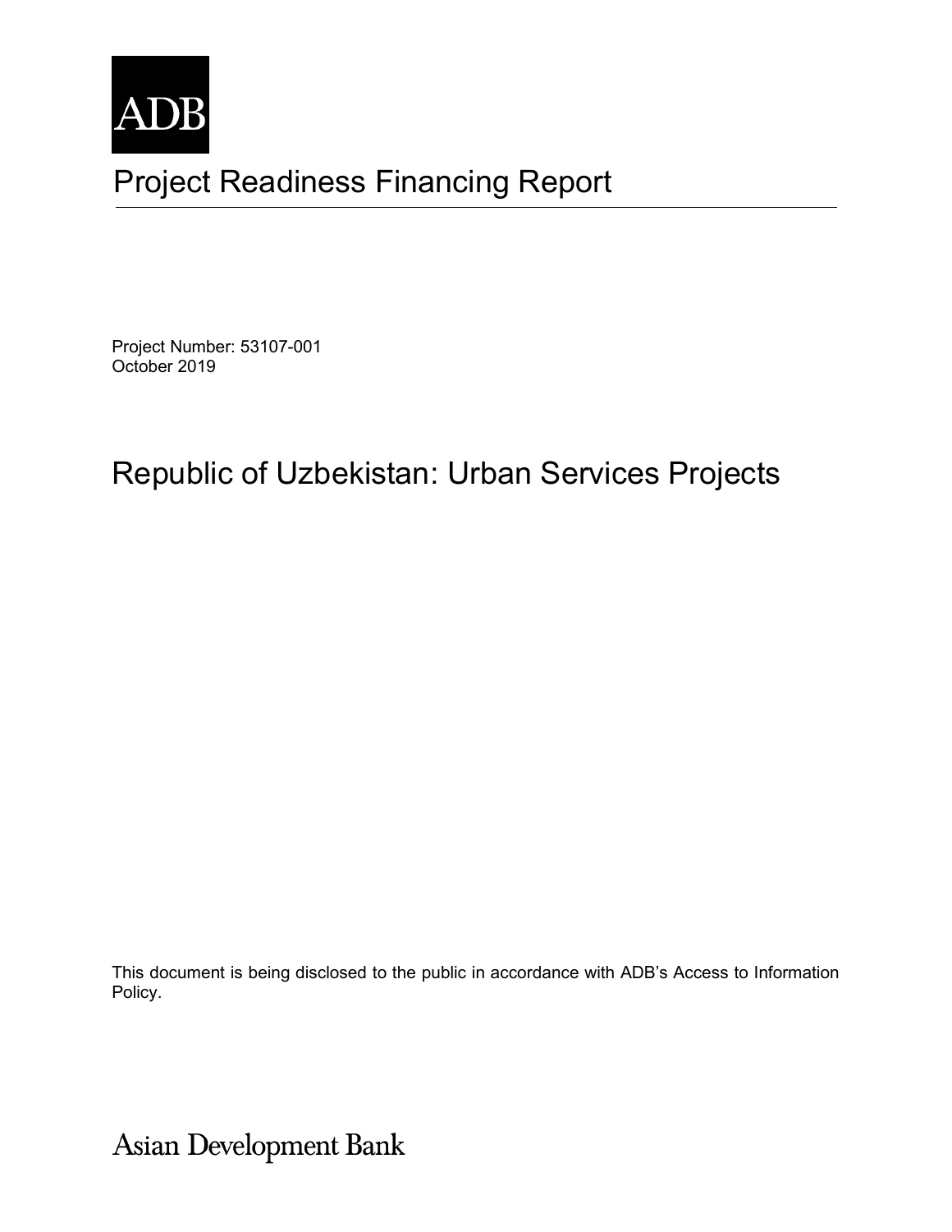ADB

# Project Readiness Financing Report

Project Number: 53107-001
October 2019

## Republic of Uzbekistan: Urban Services Projects

This document is being disclosed to the public in accordance with ADB's Access to Information Policy.

Asian Development Bank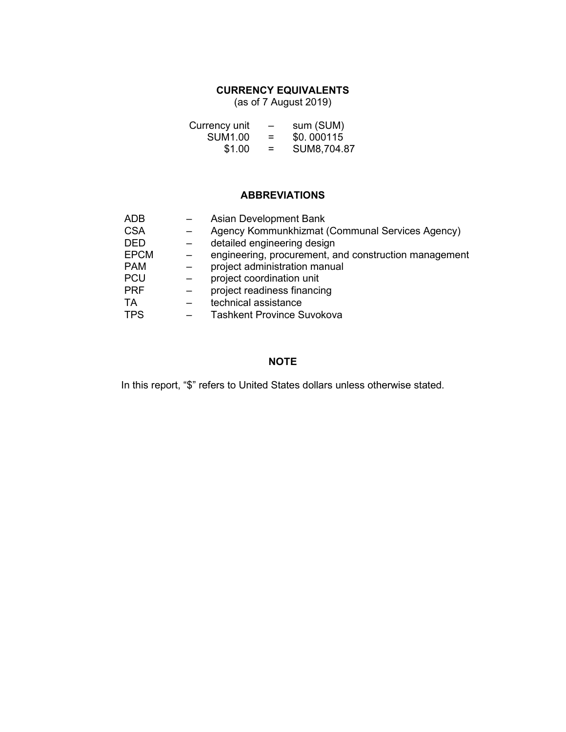## CURRENCY EQUIVALENTS

(as of 7 August 2019)

| | | |
|---|---|---|
| Currency unit | – | sum (SUM) |
| SUM1.00 | = | $0. 000115 |
| $1.00 | = | SUM8,704.87 |

## ABBREVIATIONS

| | | |
|---|---|---|
| ADB | – | Asian Development Bank |
| CSA | – | Agency Kommunkhizmat (Communal Services Agency) |
| DED | – | detailed engineering design |
| EPCM | – | engineering, procurement, and construction management |
| PAM | – | project administration manual |
| PCU | – | project coordination unit |
| PRF | – | project readiness financing |
| TA | – | technical assistance |
| TPS | – | Tashkent Province Suvokova |

## NOTE

In this report, "$" refers to United States dollars unless otherwise stated.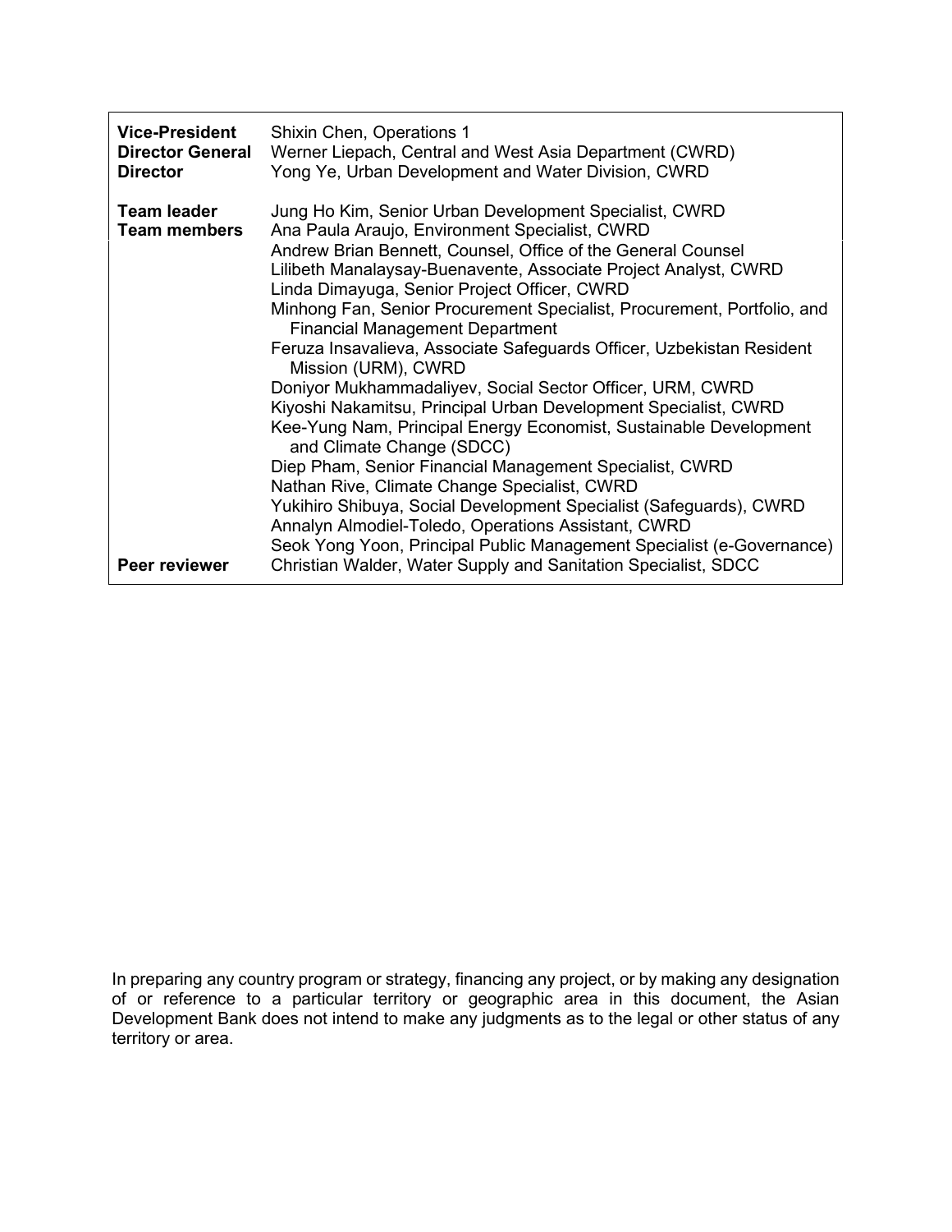| | |
|---|---|
| **Vice-President** | Shixin Chen, Operations 1 |
| **Director General** | Werner Liepach, Central and West Asia Department (CWRD) |
| **Director** | Yong Ye, Urban Development and Water Division, CWRD |
| | |
| **Team leader** | Jung Ho Kim, Senior Urban Development Specialist, CWRD |
| **Team members** | Ana Paula Araujo, Environment Specialist, CWRD |
| | Andrew Brian Bennett, Counsel, Office of the General Counsel |
| | Lilibeth Manalaysay-Buenavente, Associate Project Analyst, CWRD |
| | Linda Dimayuga, Senior Project Officer, CWRD |
| | Minhong Fan, Senior Procurement Specialist, Procurement, Portfolio, and Financial Management Department |
| | Feruza Insavalieva, Associate Safeguards Officer, Uzbekistan Resident Mission (URM), CWRD |
| | Doniyor Mukhammadaliyev, Social Sector Officer, URM, CWRD |
| | Kiyoshi Nakamitsu, Principal Urban Development Specialist, CWRD |
| | Kee-Yung Nam, Principal Energy Economist, Sustainable Development and Climate Change (SDCC) |
| | Diep Pham, Senior Financial Management Specialist, CWRD |
| | Nathan Rive, Climate Change Specialist, CWRD |
| | Yukihiro Shibuya, Social Development Specialist (Safeguards), CWRD |
| | Annalyn Almodiel-Toledo, Operations Assistant, CWRD |
| | Seok Yong Yoon, Principal Public Management Specialist (e-Governance) |
| **Peer reviewer** | Christian Walder, Water Supply and Sanitation Specialist, SDCC |

In preparing any country program or strategy, financing any project, or by making any designation of or reference to a particular territory or geographic area in this document, the Asian Development Bank does not intend to make any judgments as to the legal or other status of any territory or area.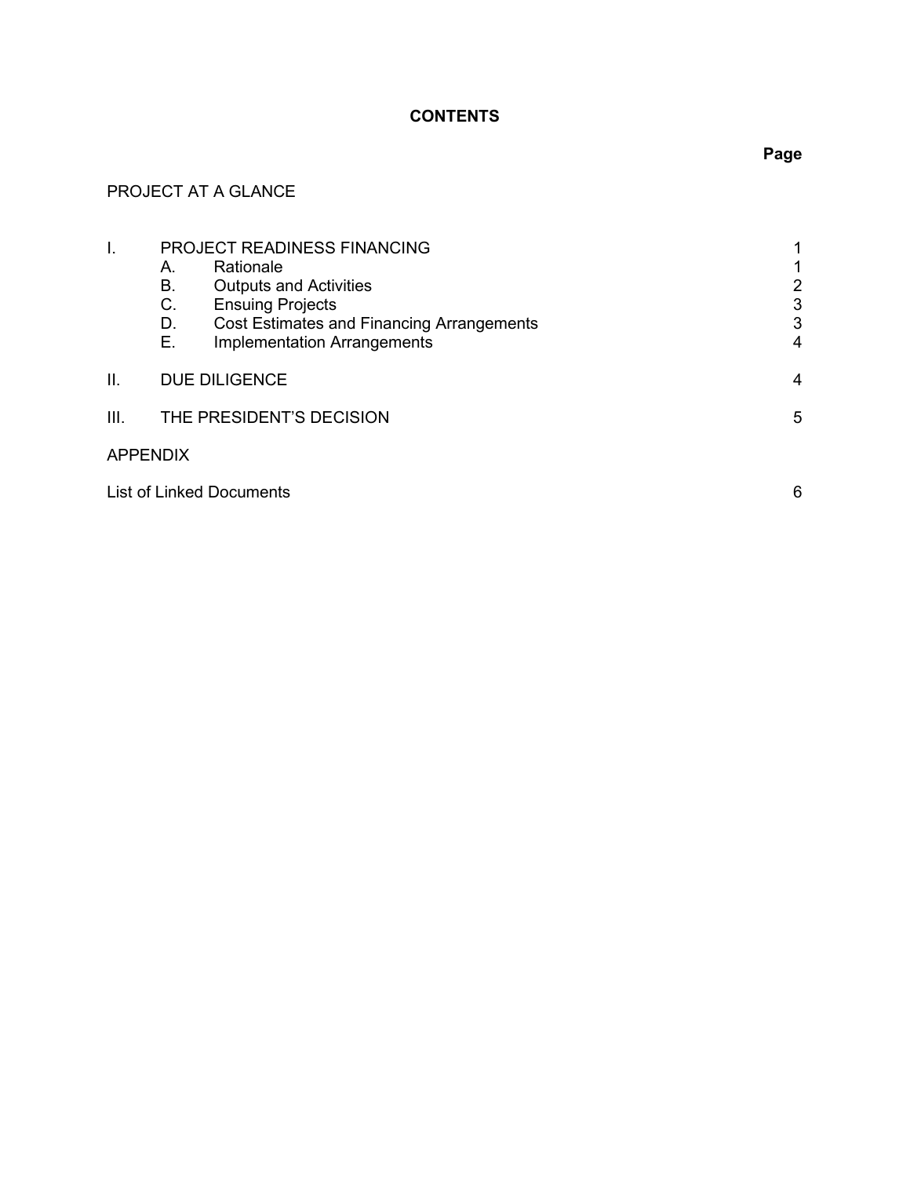# CONTENTS

| | | Page |
|---|---|---|
| PROJECT AT A GLANCE | | |
| I. | PROJECT READINESS FINANCING | 1 |
| | A. Rationale | 1 |
| | B. Outputs and Activities | 2 |
| | C. Ensuing Projects | 3 |
| | D. Cost Estimates and Financing Arrangements | 3 |
| | E. Implementation Arrangements | 4 |
| II. | DUE DILIGENCE | 4 |
| III. | THE PRESIDENT'S DECISION | 5 |
| APPENDIX | | |
| List of Linked Documents | | 6 |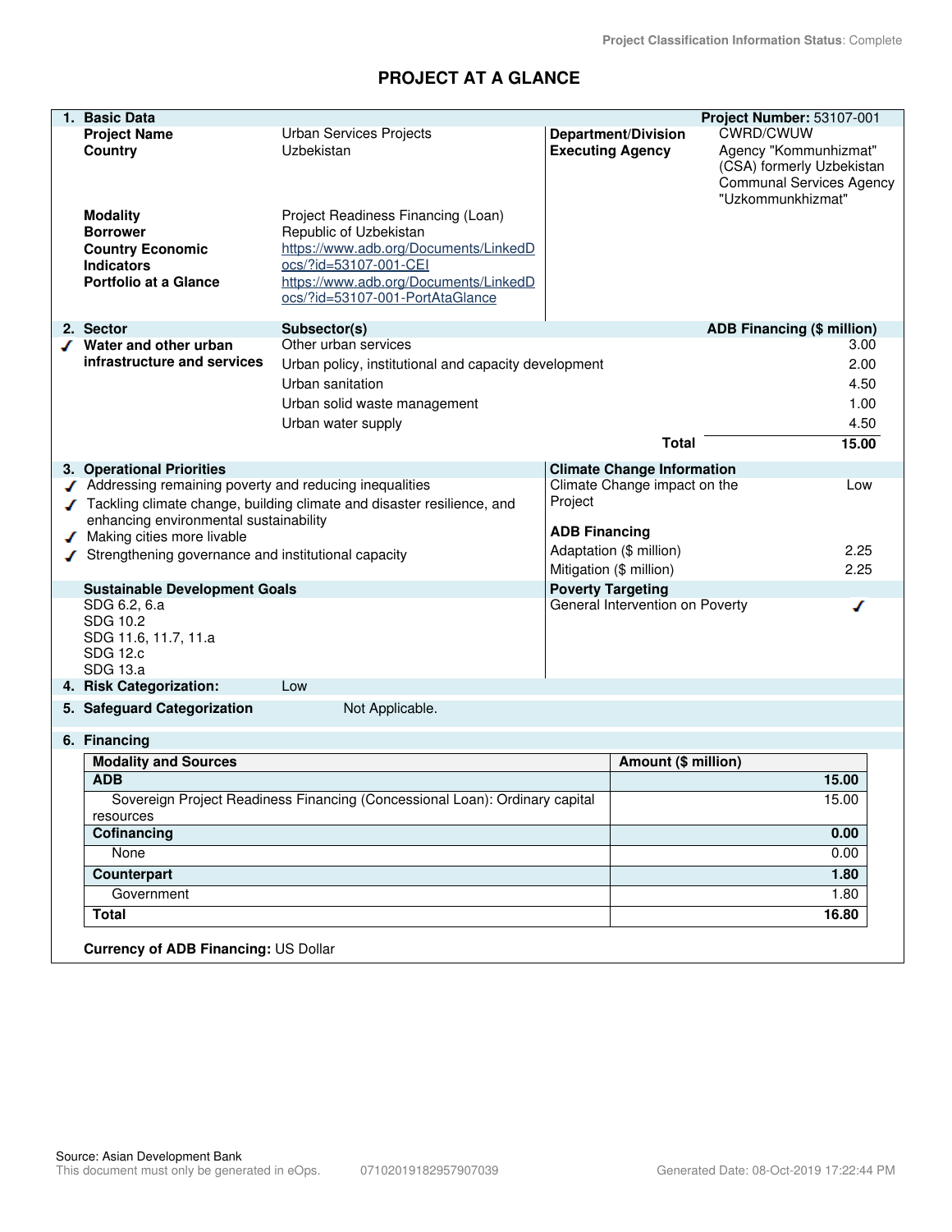Project Classification Information Status: Complete

# PROJECT AT A GLANCE

## 1. Basic Data

**Project Number:** 53107-001

| | | | |
|---|---|---|---|
| **Project Name** | Urban Services Projects | **Department/Division** | CWRD/CWUW |
| **Country** | Uzbekistan | **Executing Agency** | Agency "Kommunhizmat" (CSA) formerly Uzbekistan Communal Services Agency "Uzkommunkhizmat" |
| **Modality** | Project Readiness Financing (Loan) | | |
| **Borrower** | Republic of Uzbekistan | | |
| **Country Economic Indicators** | https://www.adb.org/Documents/LinkedDocs/?id=53107-001-CEI | | |
| **Portfolio at a Glance** | https://www.adb.org/Documents/LinkedDocs/?id=53107-001-PortAtaGlance | | |

## 2. Sector

| Sector | Subsector(s) | ADB Financing ($ million) |
|---|---|---|
| ✓ Water and other urban infrastructure and services | Other urban services | 3.00 |
| | Urban policy, institutional and capacity development | 2.00 |
| | Urban sanitation | 4.50 |
| | Urban solid waste management | 1.00 |
| | Urban water supply | 4.50 |
| | **Total** | **15.00** |

## 3. Operational Priorities

- ✓ Addressing remaining poverty and reducing inequalities
- ✓ Tackling climate change, building climate and disaster resilience, and enhancing environmental sustainability
- ✓ Making cities more livable
- ✓ Strengthening governance and institutional capacity

**Climate Change Information**

| | |
|---|---|
| Climate Change impact on the Project | Low |
| **ADB Financing** | |
| Adaptation ($ million) | 2.25 |
| Mitigation ($ million) | 2.25 |

**Sustainable Development Goals**

SDG 6.2, 6.a
SDG 10.2
SDG 11.6, 11.7, 11.a
SDG 12.c
SDG 13.a

**Poverty Targeting**

General Intervention on Poverty ✓

## 4. Risk Categorization: Low

## 5. Safeguard Categorization: Not Applicable.

## 6. Financing

| Modality and Sources | Amount ($ million) |
|---|---|
| **ADB** | **15.00** |
| Sovereign Project Readiness Financing (Concessional Loan): Ordinary capital resources | 15.00 |
| **Cofinancing** | **0.00** |
| None | 0.00 |
| **Counterpart** | **1.80** |
| Government | 1.80 |
| **Total** | **16.80** |

**Currency of ADB Financing:** US Dollar

Source: Asian Development Bank
This document must only be generated in eOps. 07102019182957907039 Generated Date: 08-Oct-2019 17:22:44 PM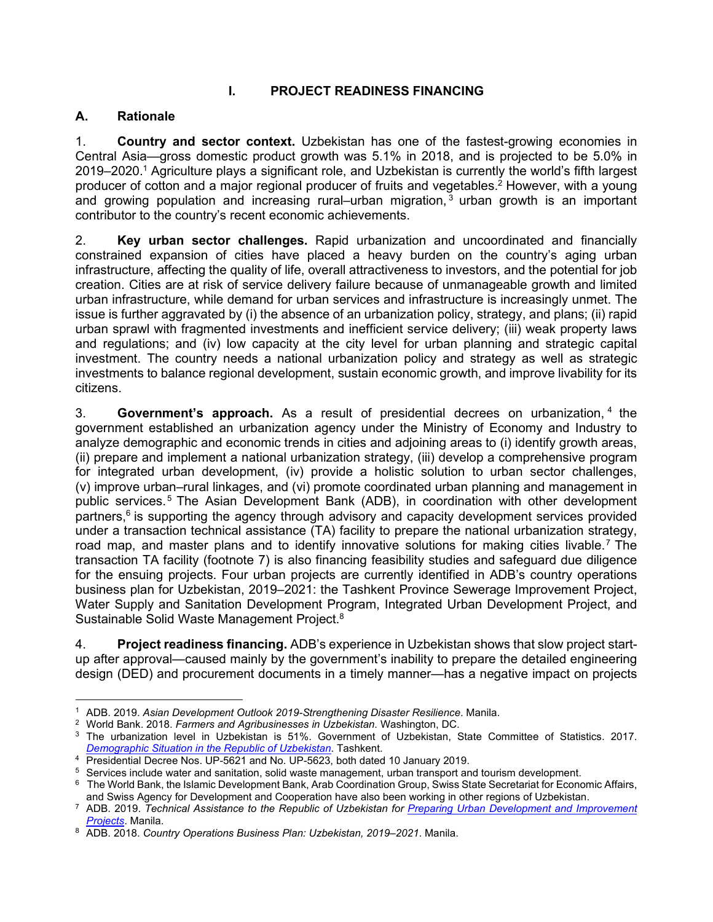# I. PROJECT READINESS FINANCING

## A. Rationale

1. **Country and sector context.** Uzbekistan has one of the fastest-growing economies in Central Asia—gross domestic product growth was 5.1% in 2018, and is projected to be 5.0% in 2019–2020.[1] Agriculture plays a significant role, and Uzbekistan is currently the world's fifth largest producer of cotton and a major regional producer of fruits and vegetables.[2] However, with a young and growing population and increasing rural–urban migration,[3] urban growth is an important contributor to the country's recent economic achievements.

2. **Key urban sector challenges.** Rapid urbanization and uncoordinated and financially constrained expansion of cities have placed a heavy burden on the country's aging urban infrastructure, affecting the quality of life, overall attractiveness to investors, and the potential for job creation. Cities are at risk of service delivery failure because of unmanageable growth and limited urban infrastructure, while demand for urban services and infrastructure is increasingly unmet. The issue is further aggravated by (i) the absence of an urbanization policy, strategy, and plans; (ii) rapid urban sprawl with fragmented investments and inefficient service delivery; (iii) weak property laws and regulations; and (iv) low capacity at the city level for urban planning and strategic capital investment. The country needs a national urbanization policy and strategy as well as strategic investments to balance regional development, sustain economic growth, and improve livability for its citizens.

3. **Government's approach.** As a result of presidential decrees on urbanization,[4] the government established an urbanization agency under the Ministry of Economy and Industry to analyze demographic and economic trends in cities and adjoining areas to (i) identify growth areas, (ii) prepare and implement a national urbanization strategy, (iii) develop a comprehensive program for integrated urban development, (iv) provide a holistic solution to urban sector challenges, (v) improve urban–rural linkages, and (vi) promote coordinated urban planning and management in public services.[5] The Asian Development Bank (ADB), in coordination with other development partners,[6] is supporting the agency through advisory and capacity development services provided under a transaction technical assistance (TA) facility to prepare the national urbanization strategy, road map, and master plans and to identify innovative solutions for making cities livable.[7] The transaction TA facility (footnote 7) is also financing feasibility studies and safeguard due diligence for the ensuing projects. Four urban projects are currently identified in ADB's country operations business plan for Uzbekistan, 2019–2021: the Tashkent Province Sewerage Improvement Project, Water Supply and Sanitation Development Program, Integrated Urban Development Project, and Sustainable Solid Waste Management Project.[8]

4. **Project readiness financing.** ADB's experience in Uzbekistan shows that slow project start-up after approval—caused mainly by the government's inability to prepare the detailed engineering design (DED) and procurement documents in a timely manner—has a negative impact on projects

---

[1] ADB. 2019. *Asian Development Outlook 2019-Strengthening Disaster Resilience*. Manila.

[2] World Bank. 2018. *Farmers and Agribusinesses in Uzbekistan*. Washington, DC.

[3] The urbanization level in Uzbekistan is 51%. Government of Uzbekistan, State Committee of Statistics. 2017. *Demographic Situation in the Republic of Uzbekistan*. Tashkent.

[4] Presidential Decree Nos. UP-5621 and No. UP-5623, both dated 10 January 2019.

[5] Services include water and sanitation, solid waste management, urban transport and tourism development.

[6] The World Bank, the Islamic Development Bank, Arab Coordination Group, Swiss State Secretariat for Economic Affairs, and Swiss Agency for Development and Cooperation have also been working in other regions of Uzbekistan.

[7] ADB. 2019. *Technical Assistance to the Republic of Uzbekistan for Preparing Urban Development and Improvement Projects*. Manila.

[8] ADB. 2018. *Country Operations Business Plan: Uzbekistan, 2019–2021*. Manila.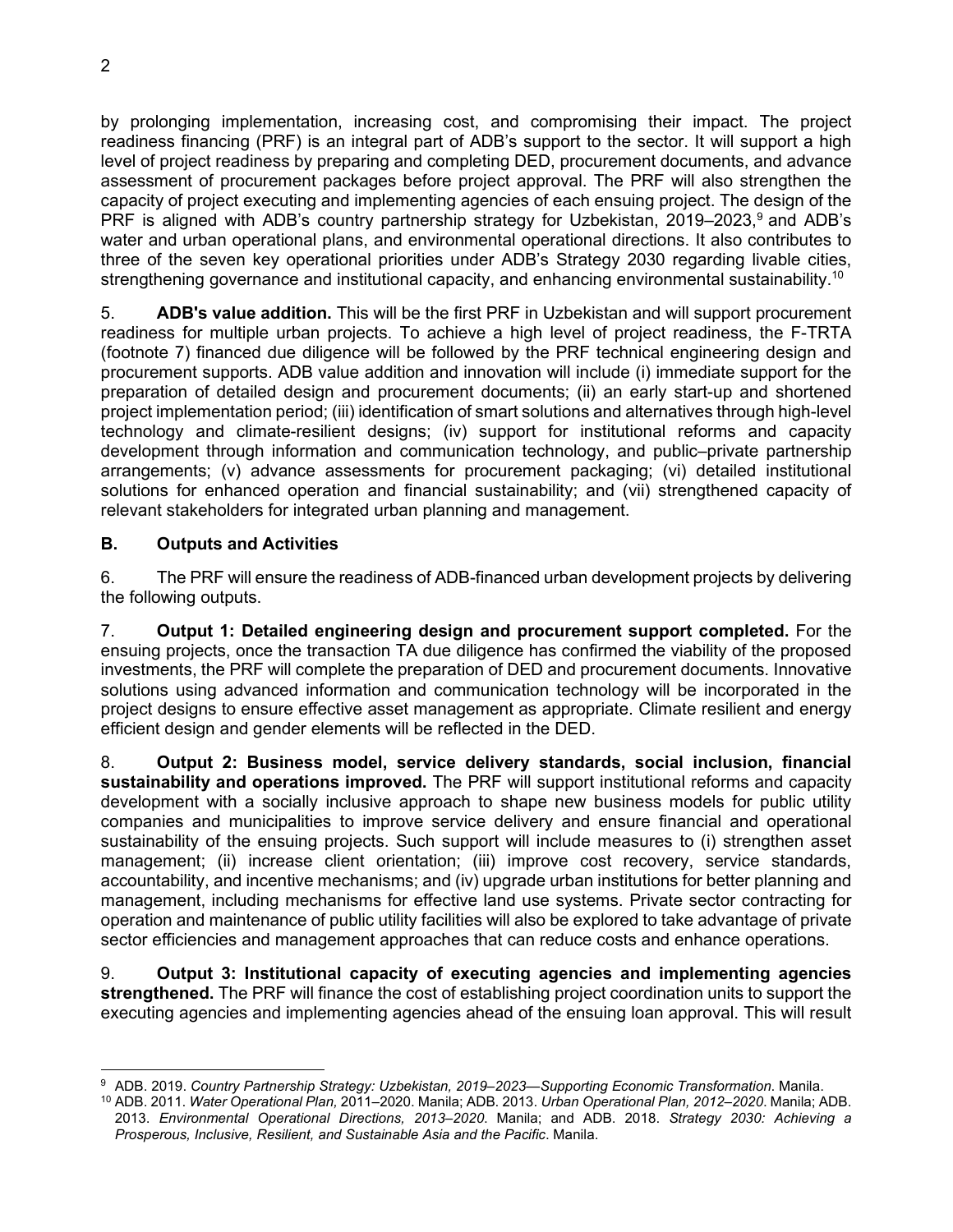by prolonging implementation, increasing cost, and compromising their impact. The project readiness financing (PRF) is an integral part of ADB's support to the sector. It will support a high level of project readiness by preparing and completing DED, procurement documents, and advance assessment of procurement packages before project approval. The PRF will also strengthen the capacity of project executing and implementing agencies of each ensuing project. The design of the PRF is aligned with ADB's country partnership strategy for Uzbekistan, 2019–2023,[9] and ADB's water and urban operational plans, and environmental operational directions. It also contributes to three of the seven key operational priorities under ADB's Strategy 2030 regarding livable cities, strengthening governance and institutional capacity, and enhancing environmental sustainability.[10]

5. **ADB's value addition.** This will be the first PRF in Uzbekistan and will support procurement readiness for multiple urban projects. To achieve a high level of project readiness, the F-TRTA (footnote 7) financed due diligence will be followed by the PRF technical engineering design and procurement supports. ADB value addition and innovation will include (i) immediate support for the preparation of detailed design and procurement documents; (ii) an early start-up and shortened project implementation period; (iii) identification of smart solutions and alternatives through high-level technology and climate-resilient designs; (iv) support for institutional reforms and capacity development through information and communication technology, and public–private partnership arrangements; (v) advance assessments for procurement packaging; (vi) detailed institutional solutions for enhanced operation and financial sustainability; and (vii) strengthened capacity of relevant stakeholders for integrated urban planning and management.

## B. Outputs and Activities

6. The PRF will ensure the readiness of ADB-financed urban development projects by delivering the following outputs.

7. **Output 1: Detailed engineering design and procurement support completed.** For the ensuing projects, once the transaction TA due diligence has confirmed the viability of the proposed investments, the PRF will complete the preparation of DED and procurement documents. Innovative solutions using advanced information and communication technology will be incorporated in the project designs to ensure effective asset management as appropriate. Climate resilient and energy efficient design and gender elements will be reflected in the DED.

8. **Output 2: Business model, service delivery standards, social inclusion, financial sustainability and operations improved.** The PRF will support institutional reforms and capacity development with a socially inclusive approach to shape new business models for public utility companies and municipalities to improve service delivery and ensure financial and operational sustainability of the ensuing projects. Such support will include measures to (i) strengthen asset management; (ii) increase client orientation; (iii) improve cost recovery, service standards, accountability, and incentive mechanisms; and (iv) upgrade urban institutions for better planning and management, including mechanisms for effective land use systems. Private sector contracting for operation and maintenance of public utility facilities will also be explored to take advantage of private sector efficiencies and management approaches that can reduce costs and enhance operations.

9. **Output 3: Institutional capacity of executing agencies and implementing agencies strengthened.** The PRF will finance the cost of establishing project coordination units to support the executing agencies and implementing agencies ahead of the ensuing loan approval. This will result

---

[9] ADB. 2019. *Country Partnership Strategy: Uzbekistan, 2019–2023—Supporting Economic Transformation*. Manila.

[10] ADB. 2011. *Water Operational Plan,* 2011–2020. Manila; ADB. 2013. *Urban Operational Plan, 2012–2020*. Manila; ADB. 2013. *Environmental Operational Directions, 2013–2020.* Manila; and ADB. 2018. *Strategy 2030: Achieving a Prosperous, Inclusive, Resilient, and Sustainable Asia and the Pacific*. Manila.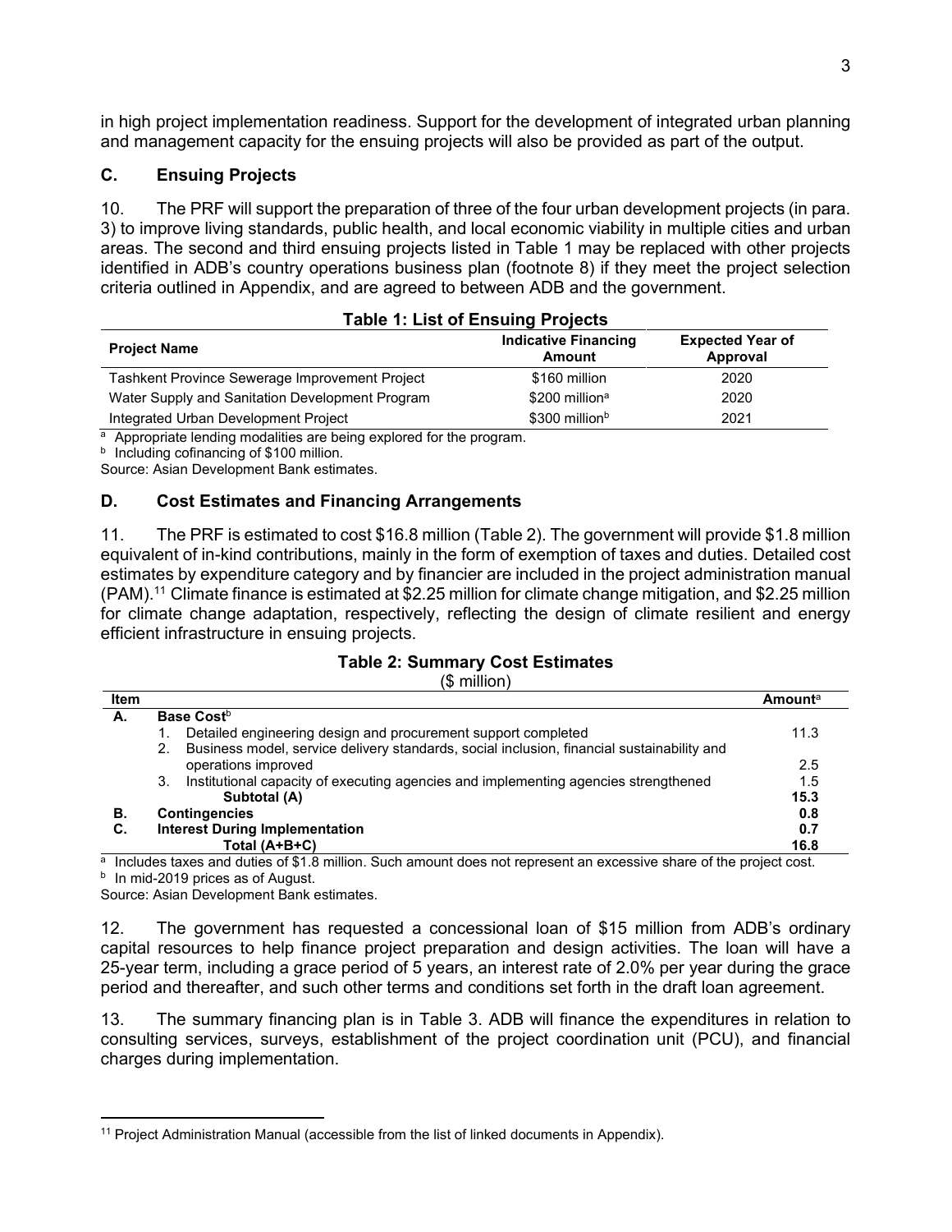in high project implementation readiness. Support for the development of integrated urban planning and management capacity for the ensuing projects will also be provided as part of the output.

### C. Ensuing Projects

10. The PRF will support the preparation of three of the four urban development projects (in para. 3) to improve living standards, public health, and local economic viability in multiple cities and urban areas. The second and third ensuing projects listed in Table 1 may be replaced with other projects identified in ADB's country operations business plan (footnote 8) if they meet the project selection criteria outlined in Appendix, and are agreed to between ADB and the government.

**Table 1: List of Ensuing Projects**

| Project Name | Indicative Financing Amount | Expected Year of Approval |
|---|---|---|
| Tashkent Province Sewerage Improvement Project | $160 million | 2020 |
| Water Supply and Sanitation Development Program | $200 million[a] | 2020 |
| Integrated Urban Development Project | $300 million[b] | 2021 |

[a] Appropriate lending modalities are being explored for the program.
[b] Including cofinancing of $100 million.
Source: Asian Development Bank estimates.

### D. Cost Estimates and Financing Arrangements

11. The PRF is estimated to cost $16.8 million (Table 2). The government will provide $1.8 million equivalent of in-kind contributions, mainly in the form of exemption of taxes and duties. Detailed cost estimates by expenditure category and by financier are included in the project administration manual (PAM).[11] Climate finance is estimated at $2.25 million for climate change mitigation, and $2.25 million for climate change adaptation, respectively, reflecting the design of climate resilient and energy efficient infrastructure in ensuing projects.

**Table 2: Summary Cost Estimates**
($ million)

| Item | | Amount[a] |
|---|---|---|
| A. | **Base Cost**[b] | |
| | 1. Detailed engineering design and procurement support completed | 11.3 |
| | 2. Business model, service delivery standards, social inclusion, financial sustainability and operations improved | 2.5 |
| | 3. Institutional capacity of executing agencies and implementing agencies strengthened | 1.5 |
| | **Subtotal (A)** | **15.3** |
| B. | **Contingencies** | **0.8** |
| C. | **Interest During Implementation** | **0.7** |
| | **Total (A+B+C)** | **16.8** |

[a] Includes taxes and duties of $1.8 million. Such amount does not represent an excessive share of the project cost.
[b] In mid-2019 prices as of August.
Source: Asian Development Bank estimates.

12. The government has requested a concessional loan of $15 million from ADB's ordinary capital resources to help finance project preparation and design activities. The loan will have a 25-year term, including a grace period of 5 years, an interest rate of 2.0% per year during the grace period and thereafter, and such other terms and conditions set forth in the draft loan agreement.

13. The summary financing plan is in Table 3. ADB will finance the expenditures in relation to consulting services, surveys, establishment of the project coordination unit (PCU), and financial charges during implementation.

[11] Project Administration Manual (accessible from the list of linked documents in Appendix).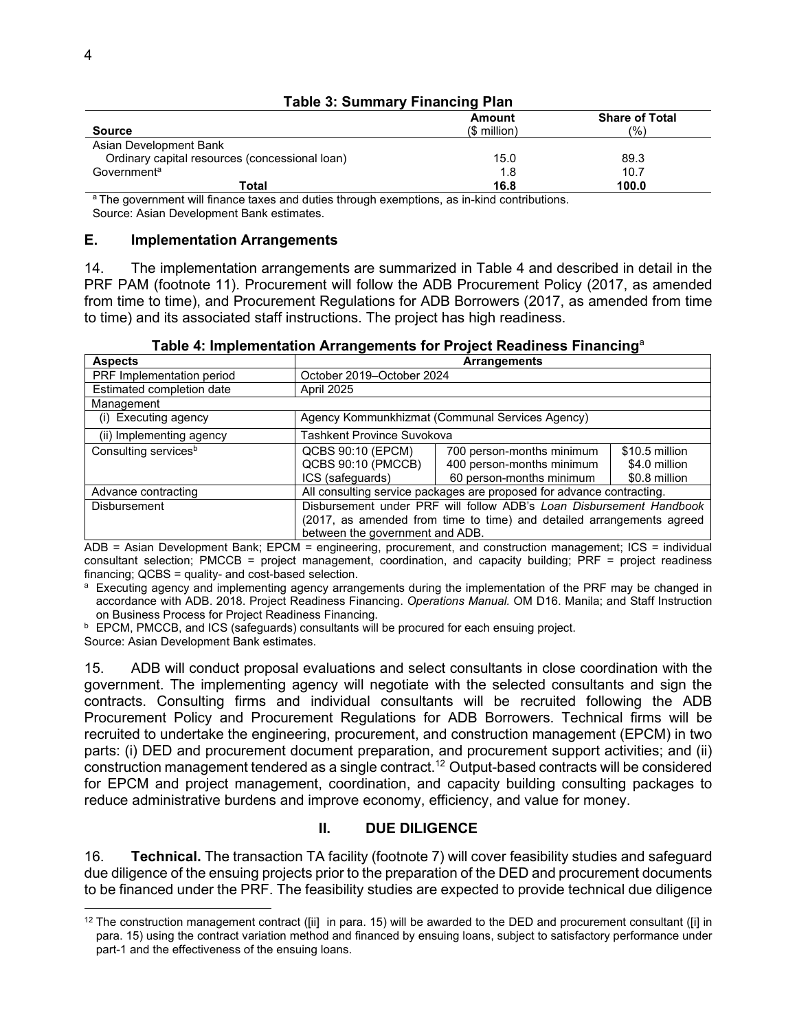**Table 3: Summary Financing Plan**

| Source | Amount ($ million) | Share of Total (%) |
|---|---|---|
| Asian Development Bank | | |
| Ordinary capital resources (concessional loan) | 15.0 | 89.3 |
| Government[a] | 1.8 | 10.7 |
| **Total** | **16.8** | **100.0** |

[a] The government will finance taxes and duties through exemptions, as in-kind contributions.
Source: Asian Development Bank estimates.

### E. Implementation Arrangements

14. The implementation arrangements are summarized in Table 4 and described in detail in the PRF PAM (footnote 11). Procurement will follow the ADB Procurement Policy (2017, as amended from time to time), and Procurement Regulations for ADB Borrowers (2017, as amended from time to time) and its associated staff instructions. The project has high readiness.

**Table 4: Implementation Arrangements for Project Readiness Financing**[a]

| Aspects | Arrangements | | |
|---|---|---|---|
| PRF Implementation period | October 2019–October 2024 | | |
| Estimated completion date | April 2025 | | |
| Management | | | |
| (i) Executing agency | Agency Kommunkhizmat (Communal Services Agency) | | |
| (ii) Implementing agency | Tashkent Province Suvokova | | |
| Consulting services[b] | QCBS 90:10 (EPCM)<br>QCBS 90:10 (PMCCB)<br>ICS (safeguards) | 700 person-months minimum<br>400 person-months minimum<br>60 person-months minimum | $10.5 million<br>$4.0 million<br>$0.8 million |
| Advance contracting | All consulting service packages are proposed for advance contracting. | | |
| Disbursement | Disbursement under PRF will follow ADB's *Loan Disbursement Handbook* (2017, as amended from time to time) and detailed arrangements agreed between the government and ADB. | | |

ADB = Asian Development Bank; EPCM = engineering, procurement, and construction management; ICS = individual consultant selection; PMCCB = project management, coordination, and capacity building; PRF = project readiness financing; QCBS = quality- and cost-based selection.

[a] Executing agency and implementing agency arrangements during the implementation of the PRF may be changed in accordance with ADB. 2018. Project Readiness Financing. *Operations Manual.* OM D16. Manila; and Staff Instruction on Business Process for Project Readiness Financing.

[b] EPCM, PMCCB, and ICS (safeguards) consultants will be procured for each ensuing project.

Source: Asian Development Bank estimates.

15. ADB will conduct proposal evaluations and select consultants in close coordination with the government. The implementing agency will negotiate with the selected consultants and sign the contracts. Consulting firms and individual consultants will be recruited following the ADB Procurement Policy and Procurement Regulations for ADB Borrowers. Technical firms will be recruited to undertake the engineering, procurement, and construction management (EPCM) in two parts: (i) DED and procurement document preparation, and procurement support activities; and (ii) construction management tendered as a single contract.[12] Output-based contracts will be considered for EPCM and project management, coordination, and capacity building consulting packages to reduce administrative burdens and improve economy, efficiency, and value for money.

## II. DUE DILIGENCE

16. **Technical.** The transaction TA facility (footnote 7) will cover feasibility studies and safeguard due diligence of the ensuing projects prior to the preparation of the DED and procurement documents to be financed under the PRF. The feasibility studies are expected to provide technical due diligence

[12] The construction management contract ([ii] in para. 15) will be awarded to the DED and procurement consultant ([i] in para. 15) using the contract variation method and financed by ensuing loans, subject to satisfactory performance under part-1 and the effectiveness of the ensuing loans.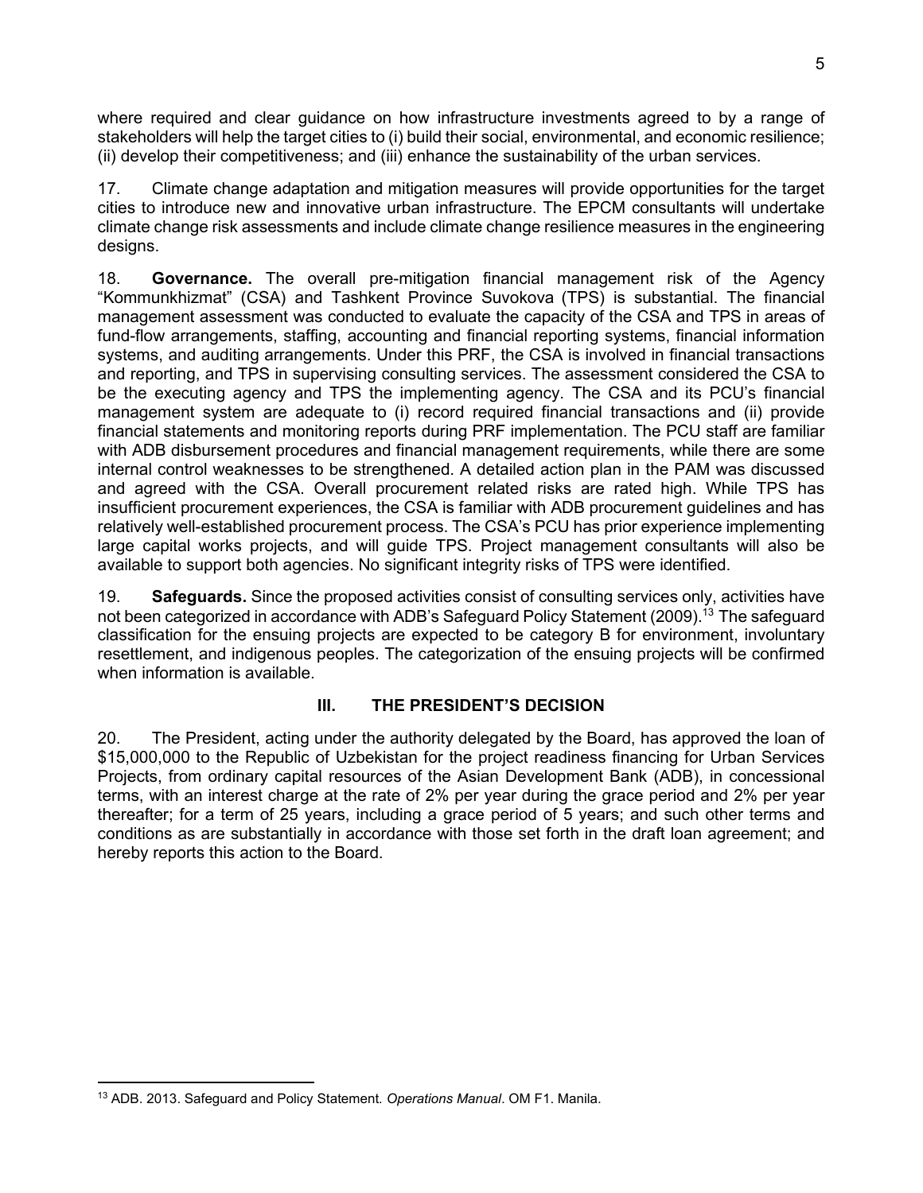where required and clear guidance on how infrastructure investments agreed to by a range of stakeholders will help the target cities to (i) build their social, environmental, and economic resilience; (ii) develop their competitiveness; and (iii) enhance the sustainability of the urban services.

17. Climate change adaptation and mitigation measures will provide opportunities for the target cities to introduce new and innovative urban infrastructure. The EPCM consultants will undertake climate change risk assessments and include climate change resilience measures in the engineering designs.

18. **Governance.** The overall pre-mitigation financial management risk of the Agency "Kommunkhizmat" (CSA) and Tashkent Province Suvokova (TPS) is substantial. The financial management assessment was conducted to evaluate the capacity of the CSA and TPS in areas of fund-flow arrangements, staffing, accounting and financial reporting systems, financial information systems, and auditing arrangements. Under this PRF, the CSA is involved in financial transactions and reporting, and TPS in supervising consulting services. The assessment considered the CSA to be the executing agency and TPS the implementing agency. The CSA and its PCU's financial management system are adequate to (i) record required financial transactions and (ii) provide financial statements and monitoring reports during PRF implementation. The PCU staff are familiar with ADB disbursement procedures and financial management requirements, while there are some internal control weaknesses to be strengthened. A detailed action plan in the PAM was discussed and agreed with the CSA. Overall procurement related risks are rated high. While TPS has insufficient procurement experiences, the CSA is familiar with ADB procurement guidelines and has relatively well-established procurement process. The CSA's PCU has prior experience implementing large capital works projects, and will guide TPS. Project management consultants will also be available to support both agencies. No significant integrity risks of TPS were identified.

19. **Safeguards.** Since the proposed activities consist of consulting services only, activities have not been categorized in accordance with ADB's Safeguard Policy Statement (2009).[13] The safeguard classification for the ensuing projects are expected to be category B for environment, involuntary resettlement, and indigenous peoples. The categorization of the ensuing projects will be confirmed when information is available.

## III. THE PRESIDENT'S DECISION

20. The President, acting under the authority delegated by the Board, has approved the loan of $15,000,000 to the Republic of Uzbekistan for the project readiness financing for Urban Services Projects, from ordinary capital resources of the Asian Development Bank (ADB), in concessional terms, with an interest charge at the rate of 2% per year during the grace period and 2% per year thereafter; for a term of 25 years, including a grace period of 5 years; and such other terms and conditions as are substantially in accordance with those set forth in the draft loan agreement; and hereby reports this action to the Board.

[13] ADB. 2013. Safeguard and Policy Statement. *Operations Manual*. OM F1. Manila.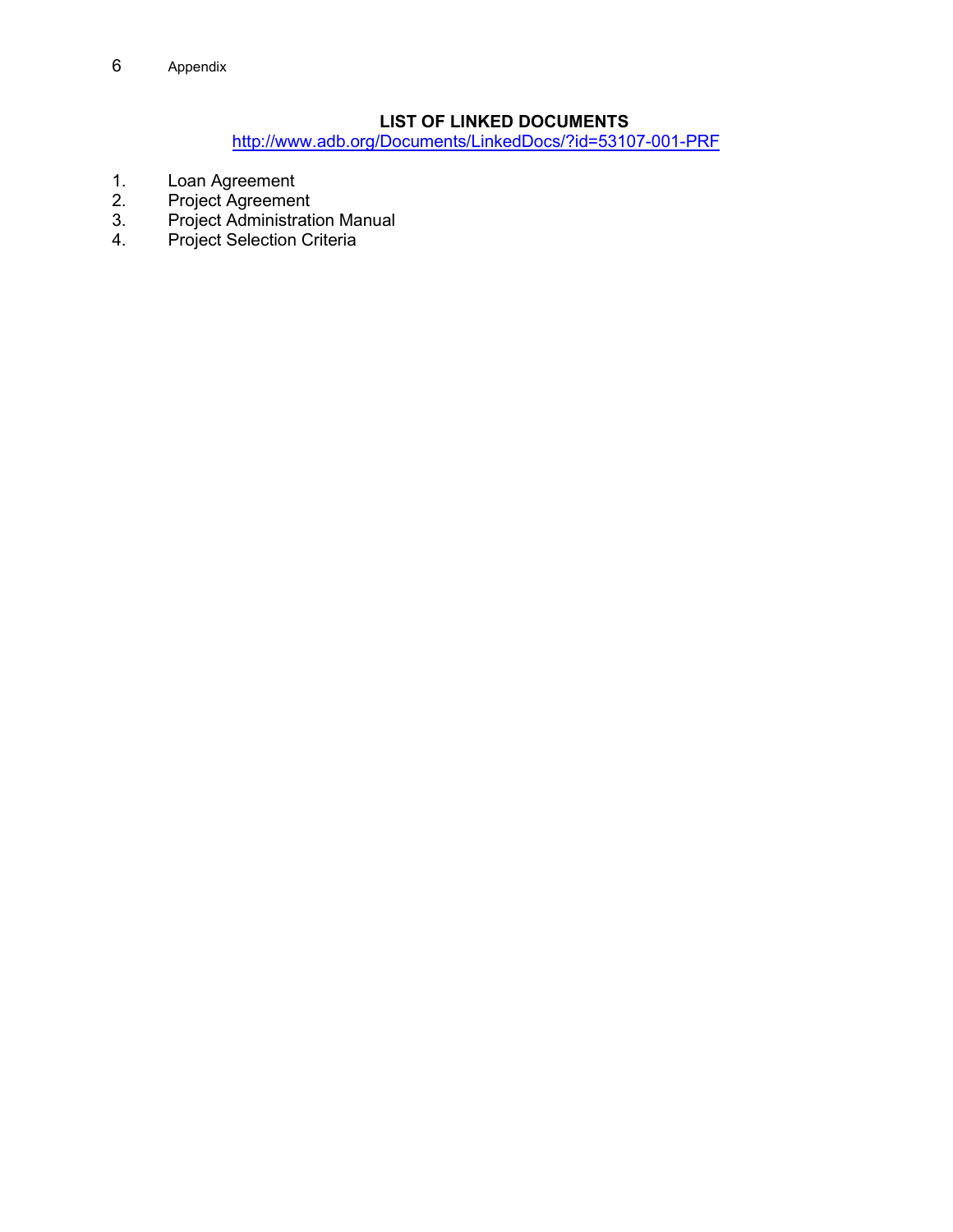## LIST OF LINKED DOCUMENTS

http://www.adb.org/Documents/LinkedDocs/?id=53107-001-PRF

1. Loan Agreement
2. Project Agreement
3. Project Administration Manual
4. Project Selection Criteria